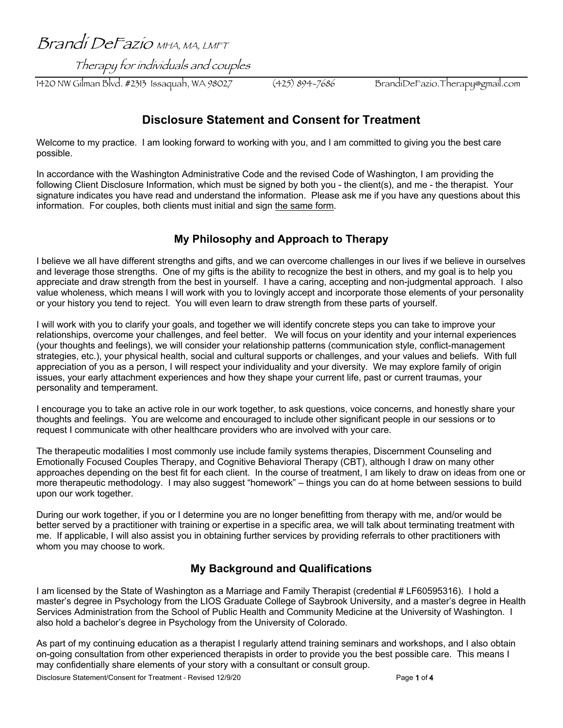Brandi DeFazio MHA, MA, LMFT

Therapy for individuals and couples

1420 NW Gilman Blvd. #2313 Issaquah, WA 98027 (425) 894-7686 BrandiDeFazio.Therapy@gmail.com

# Disclosure Statement and Consent for Treatment

Welcome to my practice. I am looking forward to working with you, and I am committed to giving you the best care possible.

In accordance with the Washington Administrative Code and the revised Code of Washington, I am providing the following Client Disclosure Information, which must be signed by both you - the client(s), and me - the therapist. Your signature indicates you have read and understand the information. Please ask me if you have any questions about this information. For couples, both clients must initial and sign the same form.

## My Philosophy and Approach to Therapy

I believe we all have different strengths and gifts, and we can overcome challenges in our lives if we believe in ourselves and leverage those strengths. One of my gifts is the ability to recognize the best in others, and my goal is to help you appreciate and draw strength from the best in yourself. I have a caring, accepting and non-judgmental approach. I also value wholeness, which means I will work with you to lovingly accept and incorporate those elements of your personality or your history you tend to reject. You will even learn to draw strength from these parts of yourself.

I will work with you to clarify your goals, and together we will identify concrete steps you can take to improve your relationships, overcome your challenges, and feel better. We will focus on your identity and your internal experiences (your thoughts and feelings), we will consider your relationship patterns (communication style, conflict-management strategies, etc.), your physical health, social and cultural supports or challenges, and your values and beliefs. With full appreciation of you as a person, I will respect your individuality and your diversity. We may explore family of origin issues, your early attachment experiences and how they shape your current life, past or current traumas, your personality and temperament.

I encourage you to take an active role in our work together, to ask questions, voice concerns, and honestly share your thoughts and feelings. You are welcome and encouraged to include other significant people in our sessions or to request I communicate with other healthcare providers who are involved with your care.

The therapeutic modalities I most commonly use include family systems therapies, Discernment Counseling and Emotionally Focused Couples Therapy, and Cognitive Behavioral Therapy (CBT), although I draw on many other approaches depending on the best fit for each client. In the course of treatment, I am likely to draw on ideas from one or more therapeutic methodology. I may also suggest "homework" – things you can do at home between sessions to build upon our work together.

During our work together, if you or I determine you are no longer benefitting from therapy with me, and/or would be better served by a practitioner with training or expertise in a specific area, we will talk about terminating treatment with me. If applicable, I will also assist you in obtaining further services by providing referrals to other practitioners with whom you may choose to work.

## My Background and Qualifications

I am licensed by the State of Washington as a Marriage and Family Therapist (credential # LF60595316). I hold a master's degree in Psychology from the LIOS Graduate College of Saybrook University, and a master's degree in Health Services Administration from the School of Public Health and Community Medicine at the University of Washington. I also hold a bachelor's degree in Psychology from the University of Colorado.

As part of my continuing education as a therapist I regularly attend training seminars and workshops, and I also obtain on-going consultation from other experienced therapists in order to provide you the best possible care. This means I may confidentially share elements of your story with a consultant or consult group.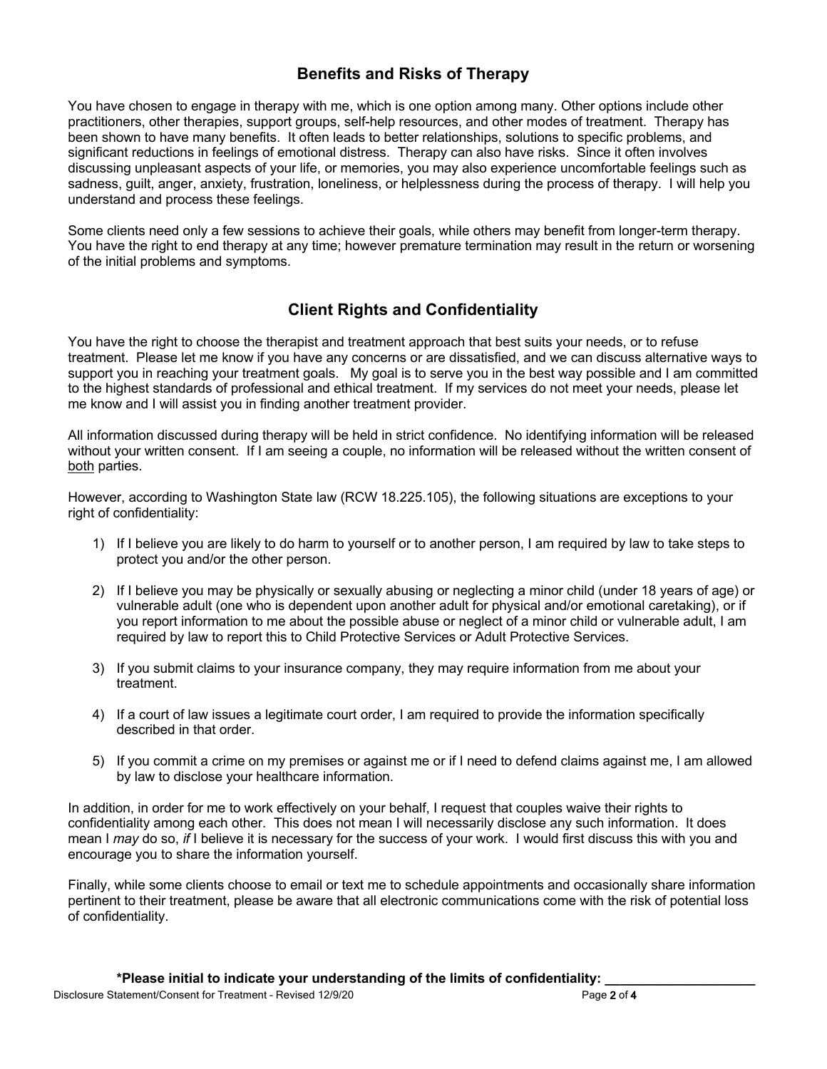## Benefits and Risks of Therapy

You have chosen to engage in therapy with me, which is one option among many. Other options include other practitioners, other therapies, support groups, self-help resources, and other modes of treatment. Therapy has been shown to have many benefits. It often leads to better relationships, solutions to specific problems, and significant reductions in feelings of emotional distress. Therapy can also have risks. Since it often involves discussing unpleasant aspects of your life, or memories, you may also experience uncomfortable feelings such as sadness, guilt, anger, anxiety, frustration, loneliness, or helplessness during the process of therapy. I will help you understand and process these feelings.

Some clients need only a few sessions to achieve their goals, while others may benefit from longer-term therapy. You have the right to end therapy at any time; however premature termination may result in the return or worsening of the initial problems and symptoms.

## Client Rights and Confidentiality

You have the right to choose the therapist and treatment approach that best suits your needs, or to refuse treatment. Please let me know if you have any concerns or are dissatisfied, and we can discuss alternative ways to support you in reaching your treatment goals. My goal is to serve you in the best way possible and I am committed to the highest standards of professional and ethical treatment. If my services do not meet your needs, please let me know and I will assist you in finding another treatment provider.

All information discussed during therapy will be held in strict confidence. No identifying information will be released without your written consent. If I am seeing a couple, no information will be released without the written consent of <u>both</u> parties.

However, according to Washington State law (RCW 18.225.105), the following situations are exceptions to your right of confidentiality:

1) If I believe you are likely to do harm to yourself or to another person, I am required by law to take steps to protect you and/or the other person.

2) If I believe you may be physically or sexually abusing or neglecting a minor child (under 18 years of age) or vulnerable adult (one who is dependent upon another adult for physical and/or emotional caretaking), or if you report information to me about the possible abuse or neglect of a minor child or vulnerable adult, I am required by law to report this to Child Protective Services or Adult Protective Services.

3) If you submit claims to your insurance company, they may require information from me about your treatment.

4) If a court of law issues a legitimate court order, I am required to provide the information specifically described in that order.

5) If you commit a crime on my premises or against me or if I need to defend claims against me, I am allowed by law to disclose your healthcare information.

In addition, in order for me to work effectively on your behalf, I request that couples waive their rights to confidentiality among each other. This does not mean I will necessarily disclose any such information. It does mean I *may* do so, *if* I believe it is necessary for the success of your work. I would first discuss this with you and encourage you to share the information yourself.

Finally, while some clients choose to email or text me to schedule appointments and occasionally share information pertinent to their treatment, please be aware that all electronic communications come with the risk of potential loss of confidentiality.

**\*Please initial to indicate your understanding of the limits of confidentiality: ____________________**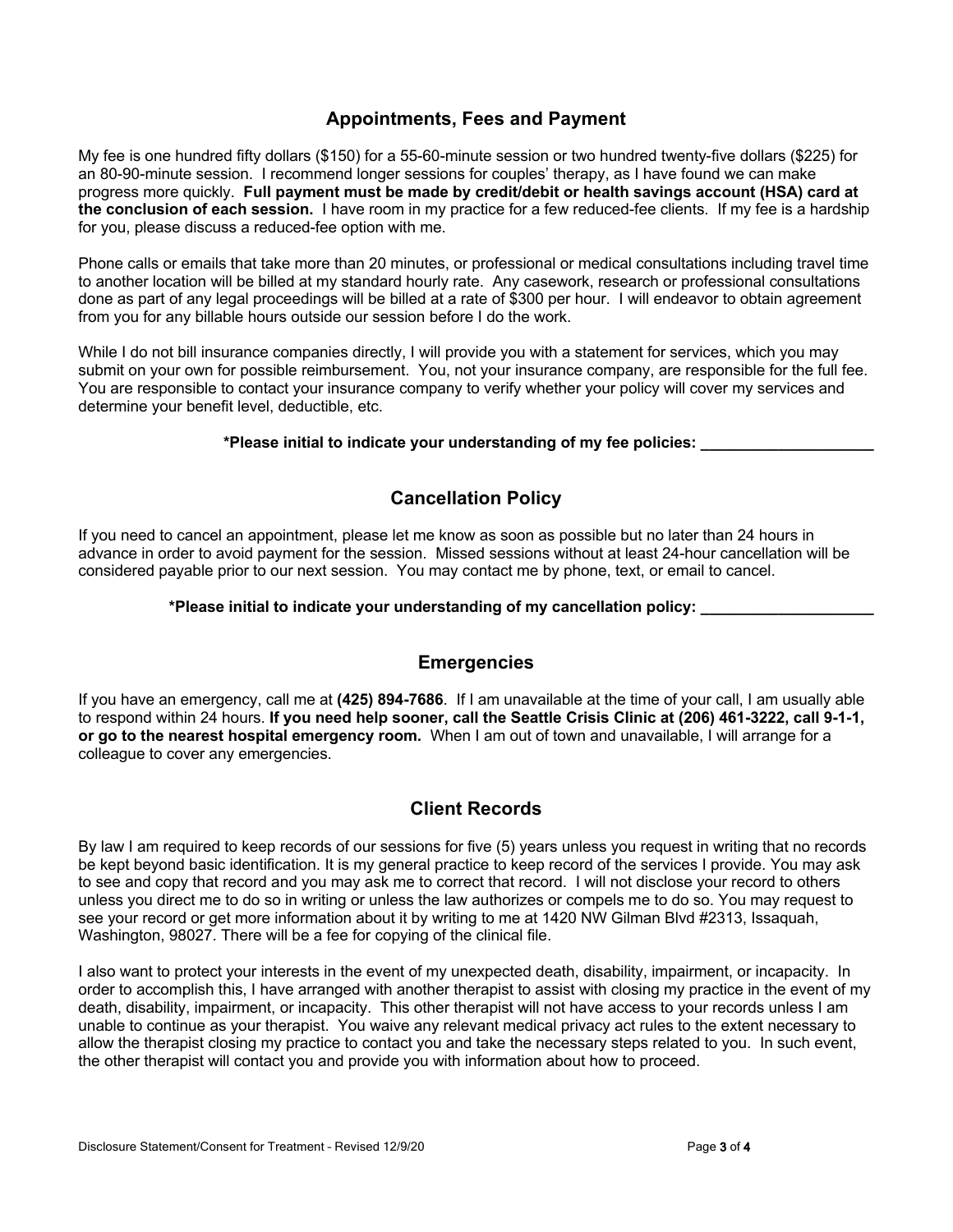## Appointments, Fees and Payment

My fee is one hundred fifty dollars ($150) for a 55-60-minute session or two hundred twenty-five dollars ($225) for an 80-90-minute session. I recommend longer sessions for couples' therapy, as I have found we can make progress more quickly. **Full payment must be made by credit/debit or health savings account (HSA) card at the conclusion of each session.** I have room in my practice for a few reduced-fee clients. If my fee is a hardship for you, please discuss a reduced-fee option with me.

Phone calls or emails that take more than 20 minutes, or professional or medical consultations including travel time to another location will be billed at my standard hourly rate. Any casework, research or professional consultations done as part of any legal proceedings will be billed at a rate of $300 per hour. I will endeavor to obtain agreement from you for any billable hours outside our session before I do the work.

While I do not bill insurance companies directly, I will provide you with a statement for services, which you may submit on your own for possible reimbursement. You, not your insurance company, are responsible for the full fee. You are responsible to contact your insurance company to verify whether your policy will cover my services and determine your benefit level, deductible, etc.

**\*Please initial to indicate your understanding of my fee policies: ____________________**

## Cancellation Policy

If you need to cancel an appointment, please let me know as soon as possible but no later than 24 hours in advance in order to avoid payment for the session. Missed sessions without at least 24-hour cancellation will be considered payable prior to our next session. You may contact me by phone, text, or email to cancel.

**\*Please initial to indicate your understanding of my cancellation policy: ____________________**

## Emergencies

If you have an emergency, call me at **(425) 894-7686**. If I am unavailable at the time of your call, I am usually able to respond within 24 hours. **If you need help sooner, call the Seattle Crisis Clinic at (206) 461-3222, call 9-1-1, or go to the nearest hospital emergency room.** When I am out of town and unavailable, I will arrange for a colleague to cover any emergencies.

## Client Records

By law I am required to keep records of our sessions for five (5) years unless you request in writing that no records be kept beyond basic identification. It is my general practice to keep record of the services I provide. You may ask to see and copy that record and you may ask me to correct that record. I will not disclose your record to others unless you direct me to do so in writing or unless the law authorizes or compels me to do so. You may request to see your record or get more information about it by writing to me at 1420 NW Gilman Blvd #2313, Issaquah, Washington, 98027. There will be a fee for copying of the clinical file.

I also want to protect your interests in the event of my unexpected death, disability, impairment, or incapacity. In order to accomplish this, I have arranged with another therapist to assist with closing my practice in the event of my death, disability, impairment, or incapacity. This other therapist will not have access to your records unless I am unable to continue as your therapist. You waive any relevant medical privacy act rules to the extent necessary to allow the therapist closing my practice to contact you and take the necessary steps related to you. In such event, the other therapist will contact you and provide you with information about how to proceed.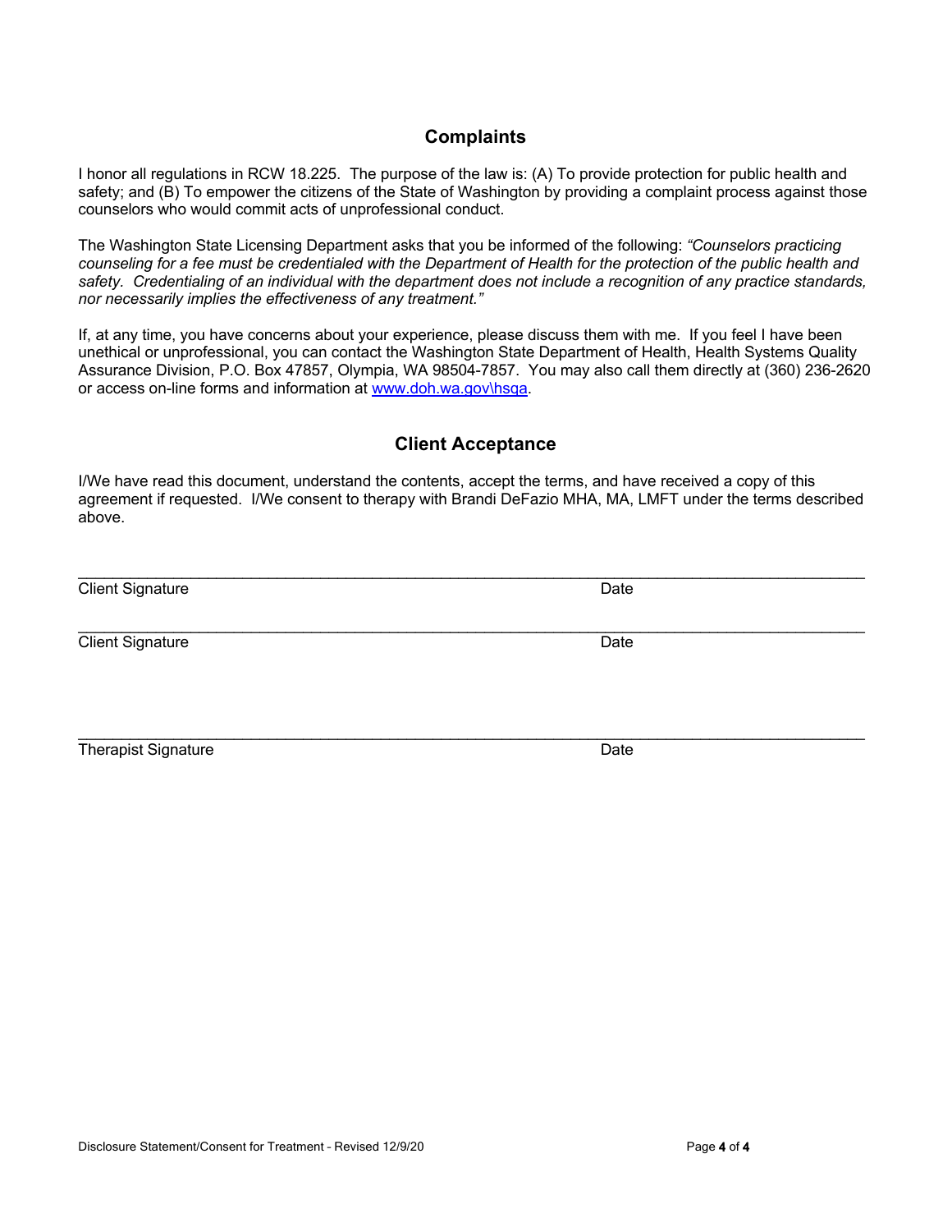## Complaints

I honor all regulations in RCW 18.225. The purpose of the law is: (A) To provide protection for public health and safety; and (B) To empower the citizens of the State of Washington by providing a complaint process against those counselors who would commit acts of unprofessional conduct.

The Washington State Licensing Department asks that you be informed of the following: *"Counselors practicing counseling for a fee must be credentialed with the Department of Health for the protection of the public health and safety. Credentialing of an individual with the department does not include a recognition of any practice standards, nor necessarily implies the effectiveness of any treatment."*

If, at any time, you have concerns about your experience, please discuss them with me. If you feel I have been unethical or unprofessional, you can contact the Washington State Department of Health, Health Systems Quality Assurance Division, P.O. Box 47857, Olympia, WA 98504-7857. You may also call them directly at (360) 236-2620 or access on-line forms and information at www.doh.wa.gov\hsqa.

## Client Acceptance

I/We have read this document, understand the contents, accept the terms, and have received a copy of this agreement if requested. I/We consent to therapy with Brandi DeFazio MHA, MA, LMFT under the terms described above.

______________________________________________________________________________

Client Signature                                                                                    Date

______________________________________________________________________________

Client Signature                                                                                    Date

______________________________________________________________________________

Therapist Signature                                                                                 Date

Disclosure Statement/Consent for Treatment - Revised 12/9/20